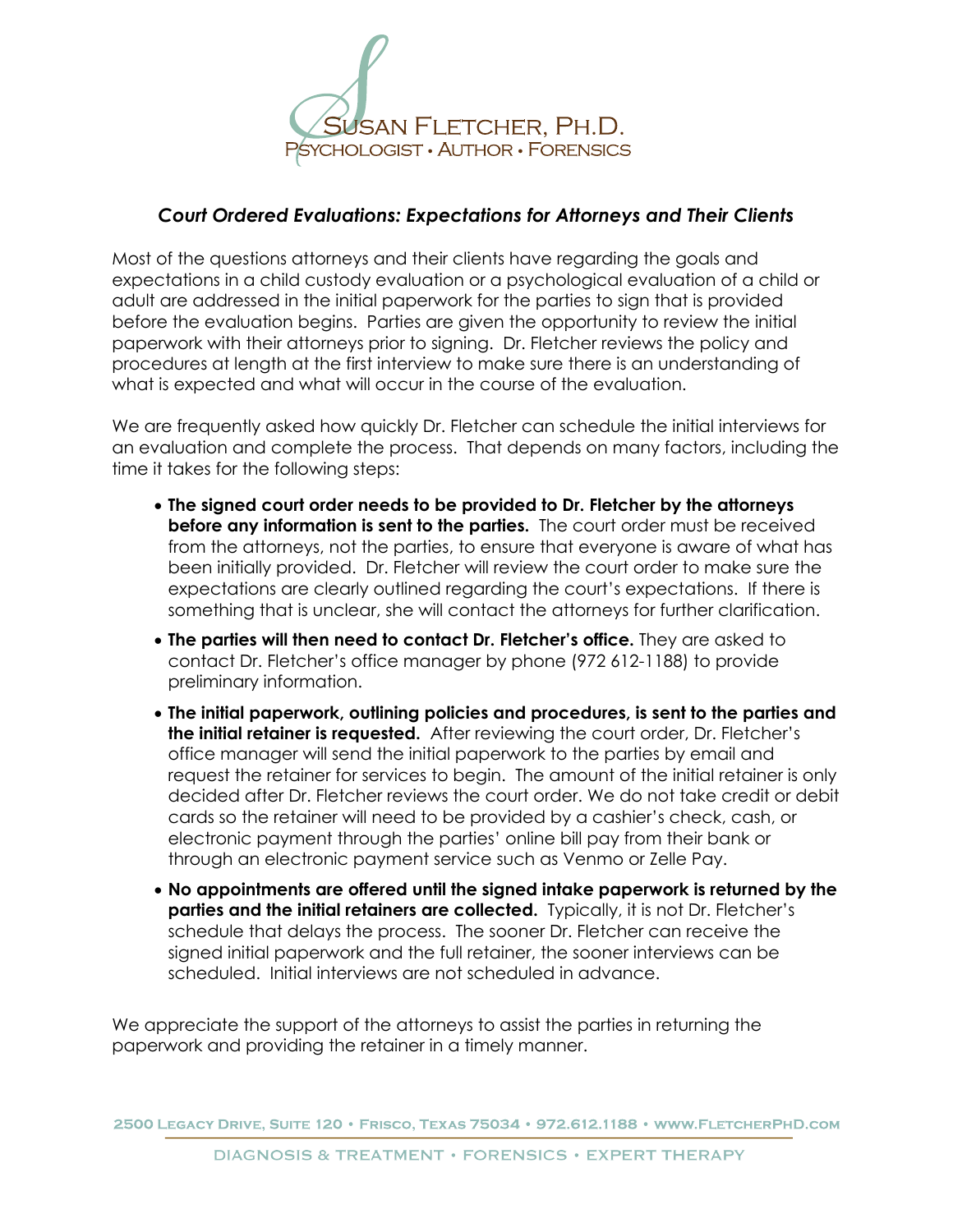Susan Fletcher, Ph.D.
Psychologist • Author • Forensics

# *Court Ordered Evaluations: Expectations for Attorneys and Their Clients*

Most of the questions attorneys and their clients have regarding the goals and expectations in a child custody evaluation or a psychological evaluation of a child or adult are addressed in the initial paperwork for the parties to sign that is provided before the evaluation begins. Parties are given the opportunity to review the initial paperwork with their attorneys prior to signing. Dr. Fletcher reviews the policy and procedures at length at the first interview to make sure there is an understanding of what is expected and what will occur in the course of the evaluation.

We are frequently asked how quickly Dr. Fletcher can schedule the initial interviews for an evaluation and complete the process. That depends on many factors, including the time it takes for the following steps:

- **The signed court order needs to be provided to Dr. Fletcher by the attorneys before any information is sent to the parties.** The court order must be received from the attorneys, not the parties, to ensure that everyone is aware of what has been initially provided. Dr. Fletcher will review the court order to make sure the expectations are clearly outlined regarding the court's expectations. If there is something that is unclear, she will contact the attorneys for further clarification.
- **The parties will then need to contact Dr. Fletcher's office.** They are asked to contact Dr. Fletcher's office manager by phone (972 612-1188) to provide preliminary information.
- **The initial paperwork, outlining policies and procedures, is sent to the parties and the initial retainer is requested.** After reviewing the court order, Dr. Fletcher's office manager will send the initial paperwork to the parties by email and request the retainer for services to begin. The amount of the initial retainer is only decided after Dr. Fletcher reviews the court order. We do not take credit or debit cards so the retainer will need to be provided by a cashier's check, cash, or electronic payment through the parties' online bill pay from their bank or through an electronic payment service such as Venmo or Zelle Pay.
- **No appointments are offered until the signed intake paperwork is returned by the parties and the initial retainers are collected.** Typically, it is not Dr. Fletcher's schedule that delays the process. The sooner Dr. Fletcher can receive the signed initial paperwork and the full retainer, the sooner interviews can be scheduled. Initial interviews are not scheduled in advance.

We appreciate the support of the attorneys to assist the parties in returning the paperwork and providing the retainer in a timely manner.

2500 Legacy Drive, Suite 120 • Frisco, Texas 75034 • 972.612.1188 • www.FletcherPhD.com

DIAGNOSIS & TREATMENT • FORENSICS • EXPERT THERAPY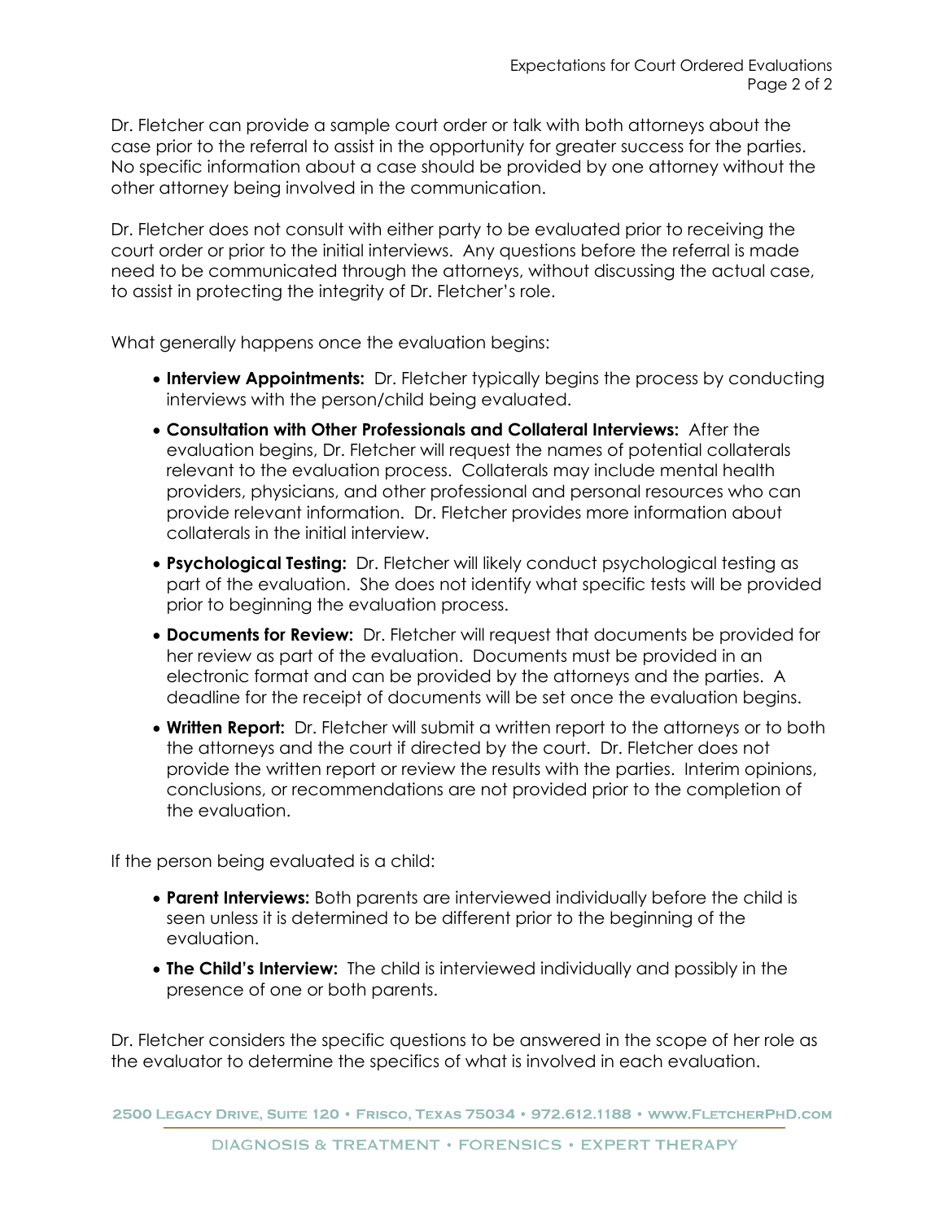Dr. Fletcher can provide a sample court order or talk with both attorneys about the case prior to the referral to assist in the opportunity for greater success for the parties. No specific information about a case should be provided by one attorney without the other attorney being involved in the communication.

Dr. Fletcher does not consult with either party to be evaluated prior to receiving the court order or prior to the initial interviews. Any questions before the referral is made need to be communicated through the attorneys, without discussing the actual case, to assist in protecting the integrity of Dr. Fletcher's role.

What generally happens once the evaluation begins:

- **Interview Appointments:** Dr. Fletcher typically begins the process by conducting interviews with the person/child being evaluated.
- **Consultation with Other Professionals and Collateral Interviews:** After the evaluation begins, Dr. Fletcher will request the names of potential collaterals relevant to the evaluation process. Collaterals may include mental health providers, physicians, and other professional and personal resources who can provide relevant information. Dr. Fletcher provides more information about collaterals in the initial interview.
- **Psychological Testing:** Dr. Fletcher will likely conduct psychological testing as part of the evaluation. She does not identify what specific tests will be provided prior to beginning the evaluation process.
- **Documents for Review:** Dr. Fletcher will request that documents be provided for her review as part of the evaluation. Documents must be provided in an electronic format and can be provided by the attorneys and the parties. A deadline for the receipt of documents will be set once the evaluation begins.
- **Written Report:** Dr. Fletcher will submit a written report to the attorneys or to both the attorneys and the court if directed by the court. Dr. Fletcher does not provide the written report or review the results with the parties. Interim opinions, conclusions, or recommendations are not provided prior to the completion of the evaluation.

If the person being evaluated is a child:

- **Parent Interviews:** Both parents are interviewed individually before the child is seen unless it is determined to be different prior to the beginning of the evaluation.
- **The Child's Interview:** The child is interviewed individually and possibly in the presence of one or both parents.

Dr. Fletcher considers the specific questions to be answered in the scope of her role as the evaluator to determine the specifics of what is involved in each evaluation.